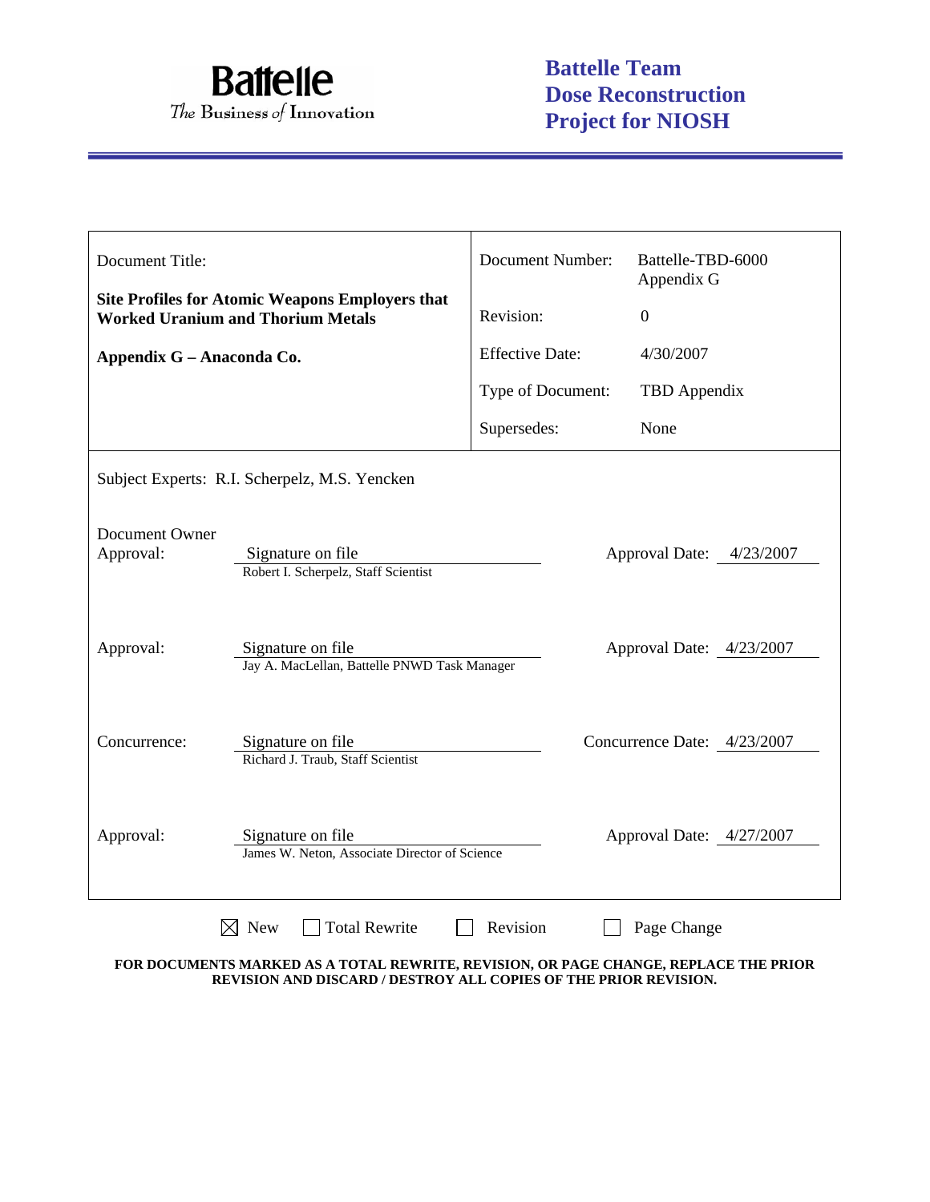**Battelle**
*The Business of Innovation*

**Battelle Team Dose Reconstruction Project for NIOSH**

| Document Title: **Site Profiles for Atomic Weapons Employers that Worked Uranium and Thorium Metals** **Appendix G – Anaconda Co.** | Document Number: | Battelle-TBD-6000 Appendix G |
|---|---|---|
| | Revision: | 0 |
| | Effective Date: | 4/30/2007 |
| | Type of Document: | TBD Appendix |
| | Supersedes: | None |

Subject Experts: R.I. Scherpelz, M.S. Yencken

Document Owner Approval: Signature on file — Robert I. Scherpelz, Staff Scientist — Approval Date: 4/23/2007

Approval: Signature on file — Jay A. MacLellan, Battelle PNWD Task Manager — Approval Date: 4/23/2007

Concurrence: Signature on file — Richard J. Traub, Staff Scientist — Concurrence Date: 4/23/2007

Approval: Signature on file — James W. Neton, Associate Director of Science — Approval Date: 4/27/2007

☒ New ☐ Total Rewrite ☐ Revision ☐ Page Change

**FOR DOCUMENTS MARKED AS A TOTAL REWRITE, REVISION, OR PAGE CHANGE, REPLACE THE PRIOR REVISION AND DISCARD / DESTROY ALL COPIES OF THE PRIOR REVISION.**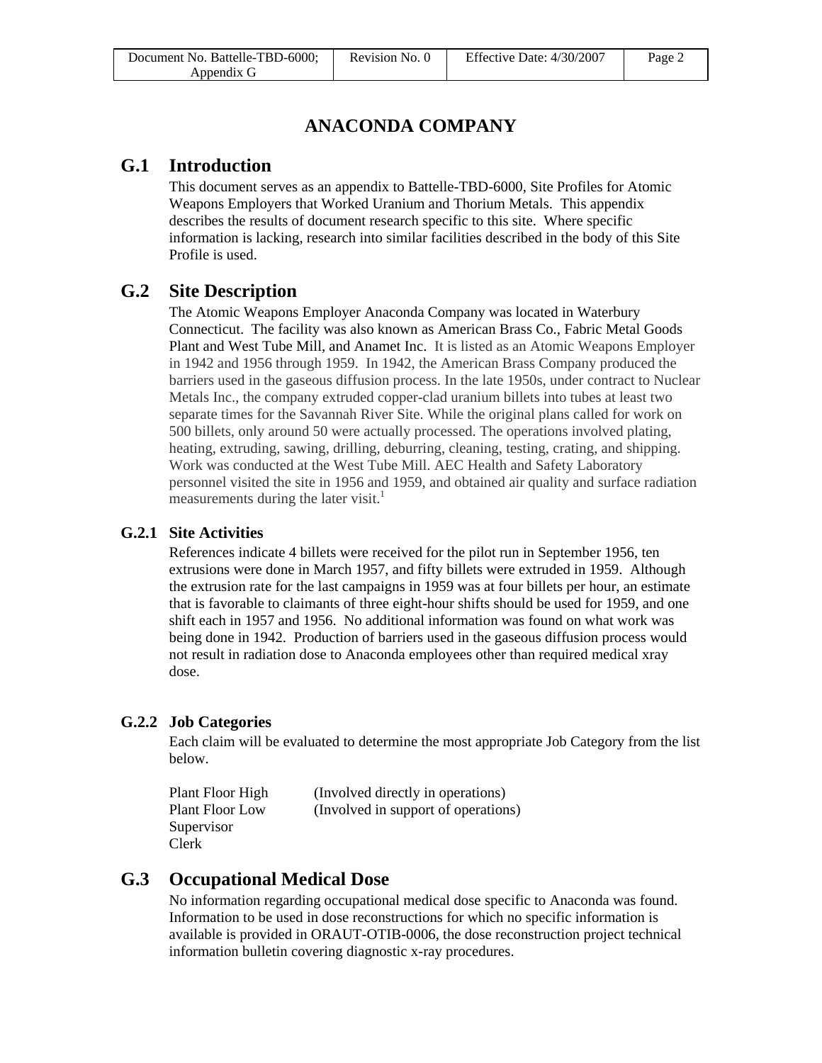# ANACONDA COMPANY

## G.1 Introduction

This document serves as an appendix to Battelle-TBD-6000, Site Profiles for Atomic Weapons Employers that Worked Uranium and Thorium Metals. This appendix describes the results of document research specific to this site. Where specific information is lacking, research into similar facilities described in the body of this Site Profile is used.

## G.2 Site Description

The Atomic Weapons Employer Anaconda Company was located in Waterbury Connecticut. The facility was also known as American Brass Co., Fabric Metal Goods Plant and West Tube Mill, and Anamet Inc. It is listed as an Atomic Weapons Employer in 1942 and 1956 through 1959. In 1942, the American Brass Company produced the barriers used in the gaseous diffusion process. In the late 1950s, under contract to Nuclear Metals Inc., the company extruded copper-clad uranium billets into tubes at least two separate times for the Savannah River Site. While the original plans called for work on 500 billets, only around 50 were actually processed. The operations involved plating, heating, extruding, sawing, drilling, deburring, cleaning, testing, crating, and shipping. Work was conducted at the West Tube Mill. AEC Health and Safety Laboratory personnel visited the site in 1956 and 1959, and obtained air quality and surface radiation measurements during the later visit.[1]

### G.2.1 Site Activities

References indicate 4 billets were received for the pilot run in September 1956, ten extrusions were done in March 1957, and fifty billets were extruded in 1959. Although the extrusion rate for the last campaigns in 1959 was at four billets per hour, an estimate that is favorable to claimants of three eight-hour shifts should be used for 1959, and one shift each in 1957 and 1956. No additional information was found on what work was being done in 1942. Production of barriers used in the gaseous diffusion process would not result in radiation dose to Anaconda employees other than required medical xray dose.

### G.2.2 Job Categories

Each claim will be evaluated to determine the most appropriate Job Category from the list below.

Plant Floor High (Involved directly in operations)
Plant Floor Low (Involved in support of operations)
Supervisor
Clerk

## G.3 Occupational Medical Dose

No information regarding occupational medical dose specific to Anaconda was found. Information to be used in dose reconstructions for which no specific information is available is provided in ORAUT-OTIB-0006, the dose reconstruction project technical information bulletin covering diagnostic x-ray procedures.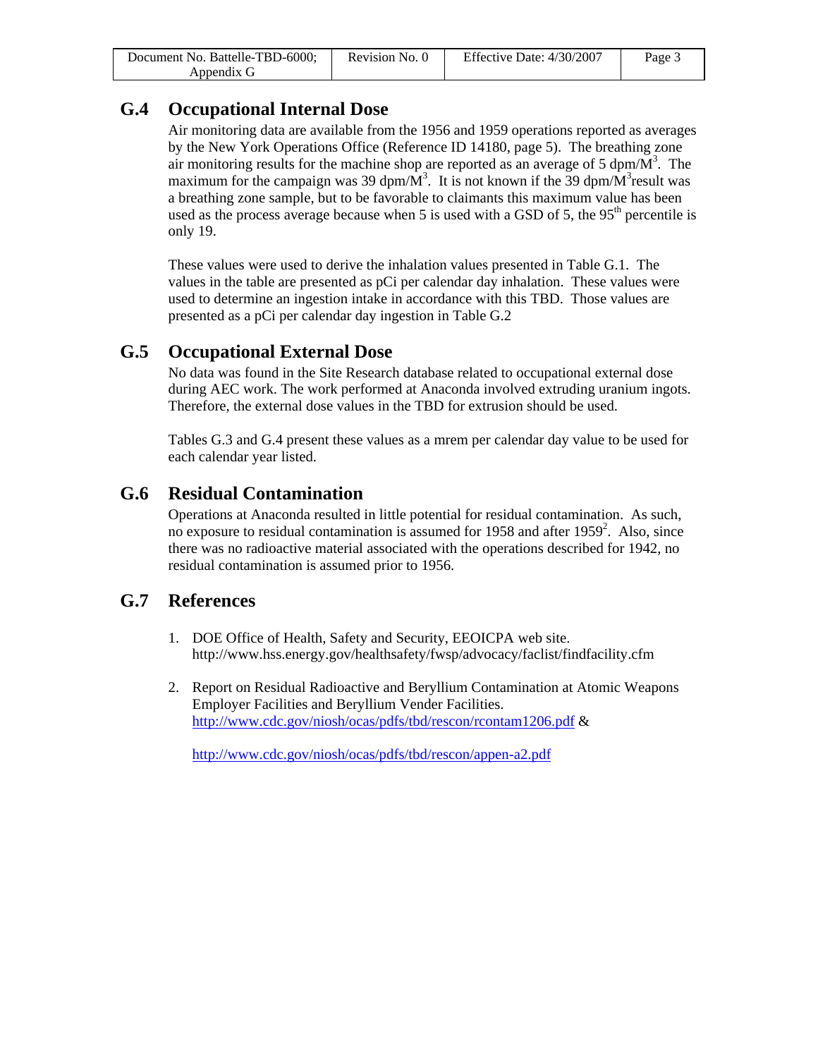## G.4 Occupational Internal Dose

Air monitoring data are available from the 1956 and 1959 operations reported as averages by the New York Operations Office (Reference ID 14180, page 5). The breathing zone air monitoring results for the machine shop are reported as an average of 5 dpm/$M^3$. The maximum for the campaign was 39 dpm/$M^3$. It is not known if the 39 dpm/$M^3$result was a breathing zone sample, but to be favorable to claimants this maximum value has been used as the process average because when 5 is used with a GSD of 5, the $95^{th}$ percentile is only 19.

These values were used to derive the inhalation values presented in Table G.1. The values in the table are presented as pCi per calendar day inhalation. These values were used to determine an ingestion intake in accordance with this TBD. Those values are presented as a pCi per calendar day ingestion in Table G.2

## G.5 Occupational External Dose

No data was found in the Site Research database related to occupational external dose during AEC work. The work performed at Anaconda involved extruding uranium ingots. Therefore, the external dose values in the TBD for extrusion should be used.

Tables G.3 and G.4 present these values as a mrem per calendar day value to be used for each calendar year listed.

## G.6 Residual Contamination

Operations at Anaconda resulted in little potential for residual contamination. As such, no exposure to residual contamination is assumed for 1958 and after 1959[2]. Also, since there was no radioactive material associated with the operations described for 1942, no residual contamination is assumed prior to 1956.

## G.7 References

1. DOE Office of Health, Safety and Security, EEOICPA web site. http://www.hss.energy.gov/healthsafety/fwsp/advocacy/faclist/findfacility.cfm

2. Report on Residual Radioactive and Beryllium Contamination at Atomic Weapons Employer Facilities and Beryllium Vender Facilities. http://www.cdc.gov/niosh/ocas/pdfs/tbd/rescon/rcontam1206.pdf &

   http://www.cdc.gov/niosh/ocas/pdfs/tbd/rescon/appen-a2.pdf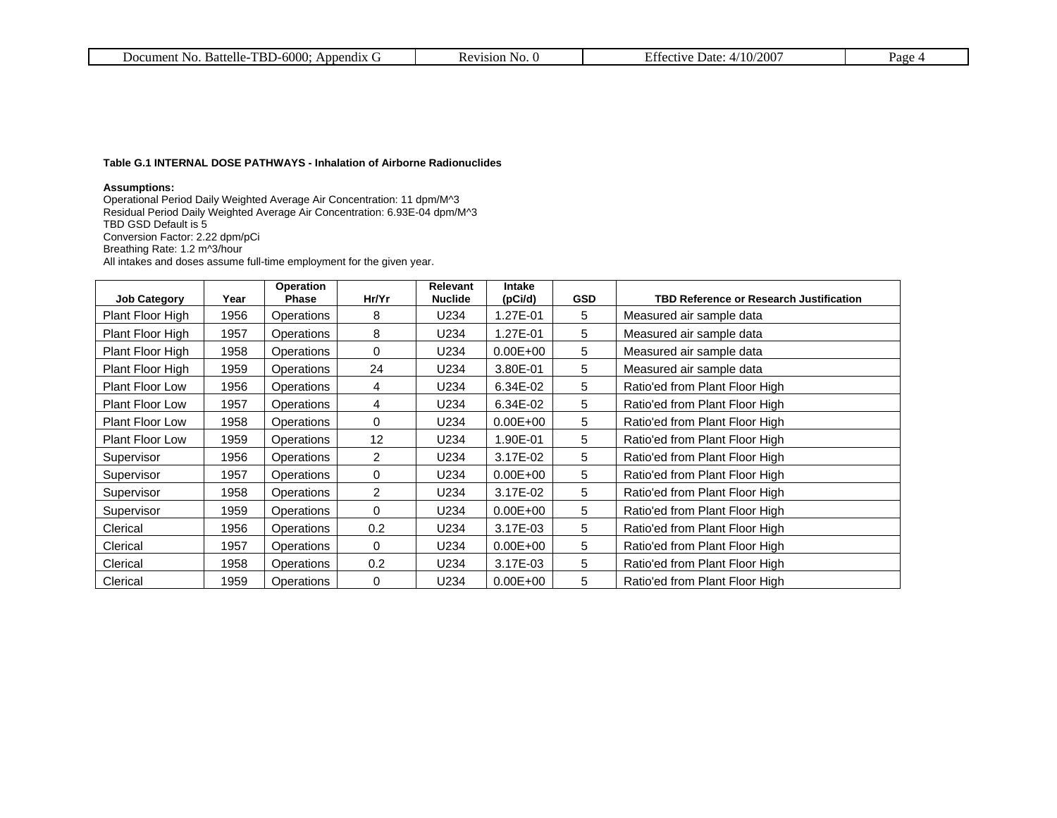**Table G.1 INTERNAL DOSE PATHWAYS - Inhalation of Airborne Radionuclides**

**Assumptions:**

Operational Period Daily Weighted Average Air Concentration: 11 dpm/M^3
Residual Period Daily Weighted Average Air Concentration: 6.93E-04 dpm/M^3
TBD GSD Default is 5
Conversion Factor: 2.22 dpm/pCi
Breathing Rate: 1.2 m^3/hour
All intakes and doses assume full-time employment for the given year.

| Job Category | Year | Operation Phase | Hr/Yr | Relevant Nuclide | Intake (pCi/d) | GSD | TBD Reference or Research Justification |
|---|---|---|---|---|---|---|---|
| Plant Floor High | 1956 | Operations | 8 | U234 | 1.27E-01 | 5 | Measured air sample data |
| Plant Floor High | 1957 | Operations | 8 | U234 | 1.27E-01 | 5 | Measured air sample data |
| Plant Floor High | 1958 | Operations | 0 | U234 | 0.00E+00 | 5 | Measured air sample data |
| Plant Floor High | 1959 | Operations | 24 | U234 | 3.80E-01 | 5 | Measured air sample data |
| Plant Floor Low | 1956 | Operations | 4 | U234 | 6.34E-02 | 5 | Ratio'ed from Plant Floor High |
| Plant Floor Low | 1957 | Operations | 4 | U234 | 6.34E-02 | 5 | Ratio'ed from Plant Floor High |
| Plant Floor Low | 1958 | Operations | 0 | U234 | 0.00E+00 | 5 | Ratio'ed from Plant Floor High |
| Plant Floor Low | 1959 | Operations | 12 | U234 | 1.90E-01 | 5 | Ratio'ed from Plant Floor High |
| Supervisor | 1956 | Operations | 2 | U234 | 3.17E-02 | 5 | Ratio'ed from Plant Floor High |
| Supervisor | 1957 | Operations | 0 | U234 | 0.00E+00 | 5 | Ratio'ed from Plant Floor High |
| Supervisor | 1958 | Operations | 2 | U234 | 3.17E-02 | 5 | Ratio'ed from Plant Floor High |
| Supervisor | 1959 | Operations | 0 | U234 | 0.00E+00 | 5 | Ratio'ed from Plant Floor High |
| Clerical | 1956 | Operations | 0.2 | U234 | 3.17E-03 | 5 | Ratio'ed from Plant Floor High |
| Clerical | 1957 | Operations | 0 | U234 | 0.00E+00 | 5 | Ratio'ed from Plant Floor High |
| Clerical | 1958 | Operations | 0.2 | U234 | 3.17E-03 | 5 | Ratio'ed from Plant Floor High |
| Clerical | 1959 | Operations | 0 | U234 | 0.00E+00 | 5 | Ratio'ed from Plant Floor High |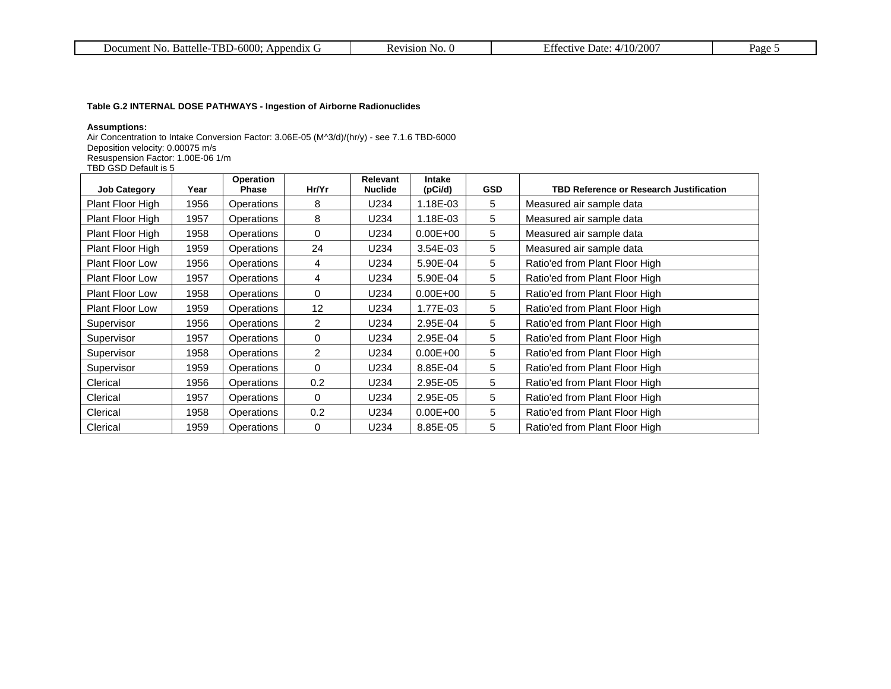**Table G.2 INTERNAL DOSE PATHWAYS - Ingestion of Airborne Radionuclides**

**Assumptions:**

Air Concentration to Intake Conversion Factor: 3.06E-05 (M^3/d)/(hr/y) - see 7.1.6 TBD-6000
Deposition velocity: 0.00075 m/s
Resuspension Factor: 1.00E-06 1/m
TBD GSD Default is 5

| Job Category | Year | Operation Phase | Hr/Yr | Relevant Nuclide | Intake (pCi/d) | GSD | TBD Reference or Research Justification |
|---|---|---|---|---|---|---|---|
| Plant Floor High | 1956 | Operations | 8 | U234 | 1.18E-03 | 5 | Measured air sample data |
| Plant Floor High | 1957 | Operations | 8 | U234 | 1.18E-03 | 5 | Measured air sample data |
| Plant Floor High | 1958 | Operations | 0 | U234 | 0.00E+00 | 5 | Measured air sample data |
| Plant Floor High | 1959 | Operations | 24 | U234 | 3.54E-03 | 5 | Measured air sample data |
| Plant Floor Low | 1956 | Operations | 4 | U234 | 5.90E-04 | 5 | Ratio'ed from Plant Floor High |
| Plant Floor Low | 1957 | Operations | 4 | U234 | 5.90E-04 | 5 | Ratio'ed from Plant Floor High |
| Plant Floor Low | 1958 | Operations | 0 | U234 | 0.00E+00 | 5 | Ratio'ed from Plant Floor High |
| Plant Floor Low | 1959 | Operations | 12 | U234 | 1.77E-03 | 5 | Ratio'ed from Plant Floor High |
| Supervisor | 1956 | Operations | 2 | U234 | 2.95E-04 | 5 | Ratio'ed from Plant Floor High |
| Supervisor | 1957 | Operations | 0 | U234 | 2.95E-04 | 5 | Ratio'ed from Plant Floor High |
| Supervisor | 1958 | Operations | 2 | U234 | 0.00E+00 | 5 | Ratio'ed from Plant Floor High |
| Supervisor | 1959 | Operations | 0 | U234 | 8.85E-04 | 5 | Ratio'ed from Plant Floor High |
| Clerical | 1956 | Operations | 0.2 | U234 | 2.95E-05 | 5 | Ratio'ed from Plant Floor High |
| Clerical | 1957 | Operations | 0 | U234 | 2.95E-05 | 5 | Ratio'ed from Plant Floor High |
| Clerical | 1958 | Operations | 0.2 | U234 | 0.00E+00 | 5 | Ratio'ed from Plant Floor High |
| Clerical | 1959 | Operations | 0 | U234 | 8.85E-05 | 5 | Ratio'ed from Plant Floor High |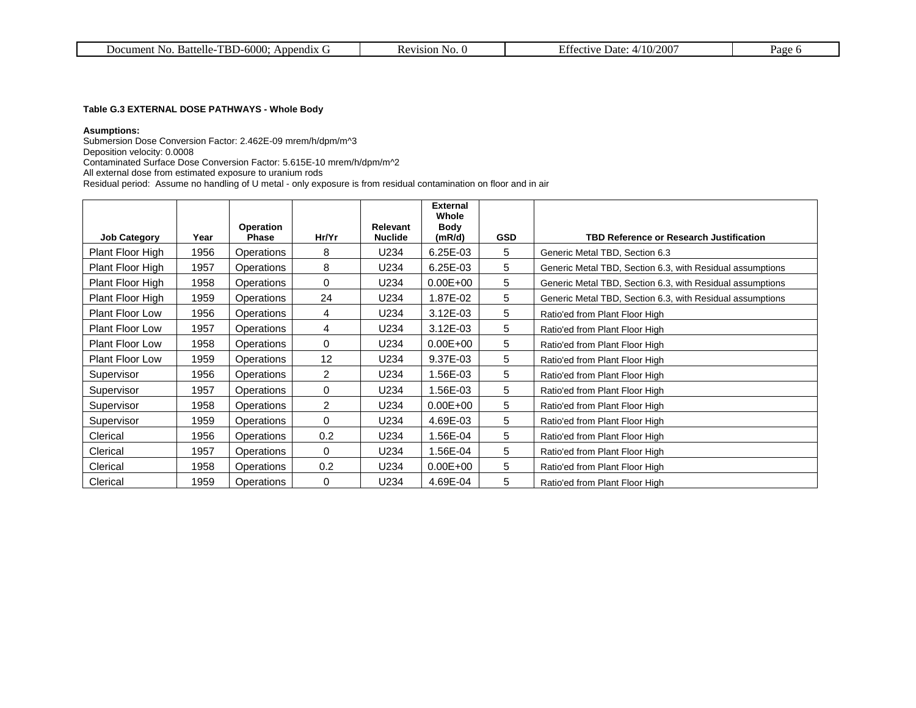**Table G.3 EXTERNAL DOSE PATHWAYS - Whole Body**

**Asumptions:**
Submersion Dose Conversion Factor: 2.462E-09 mrem/h/dpm/m^3
Deposition velocity: 0.0008
Contaminated Surface Dose Conversion Factor: 5.615E-10 mrem/h/dpm/m^2
All external dose from estimated exposure to uranium rods
Residual period: Assume no handling of U metal - only exposure is from residual contamination on floor and in air

| Job Category | Year | Operation Phase | Hr/Yr | Relevant Nuclide | External Whole Body (mR/d) | GSD | TBD Reference or Research Justification |
|---|---|---|---|---|---|---|---|
| Plant Floor High | 1956 | Operations | 8 | U234 | 6.25E-03 | 5 | Generic Metal TBD, Section 6.3 |
| Plant Floor High | 1957 | Operations | 8 | U234 | 6.25E-03 | 5 | Generic Metal TBD, Section 6.3, with Residual assumptions |
| Plant Floor High | 1958 | Operations | 0 | U234 | 0.00E+00 | 5 | Generic Metal TBD, Section 6.3, with Residual assumptions |
| Plant Floor High | 1959 | Operations | 24 | U234 | 1.87E-02 | 5 | Generic Metal TBD, Section 6.3, with Residual assumptions |
| Plant Floor Low | 1956 | Operations | 4 | U234 | 3.12E-03 | 5 | Ratio'ed from Plant Floor High |
| Plant Floor Low | 1957 | Operations | 4 | U234 | 3.12E-03 | 5 | Ratio'ed from Plant Floor High |
| Plant Floor Low | 1958 | Operations | 0 | U234 | 0.00E+00 | 5 | Ratio'ed from Plant Floor High |
| Plant Floor Low | 1959 | Operations | 12 | U234 | 9.37E-03 | 5 | Ratio'ed from Plant Floor High |
| Supervisor | 1956 | Operations | 2 | U234 | 1.56E-03 | 5 | Ratio'ed from Plant Floor High |
| Supervisor | 1957 | Operations | 0 | U234 | 1.56E-03 | 5 | Ratio'ed from Plant Floor High |
| Supervisor | 1958 | Operations | 2 | U234 | 0.00E+00 | 5 | Ratio'ed from Plant Floor High |
| Supervisor | 1959 | Operations | 0 | U234 | 4.69E-03 | 5 | Ratio'ed from Plant Floor High |
| Clerical | 1956 | Operations | 0.2 | U234 | 1.56E-04 | 5 | Ratio'ed from Plant Floor High |
| Clerical | 1957 | Operations | 0 | U234 | 1.56E-04 | 5 | Ratio'ed from Plant Floor High |
| Clerical | 1958 | Operations | 0.2 | U234 | 0.00E+00 | 5 | Ratio'ed from Plant Floor High |
| Clerical | 1959 | Operations | 0 | U234 | 4.69E-04 | 5 | Ratio'ed from Plant Floor High |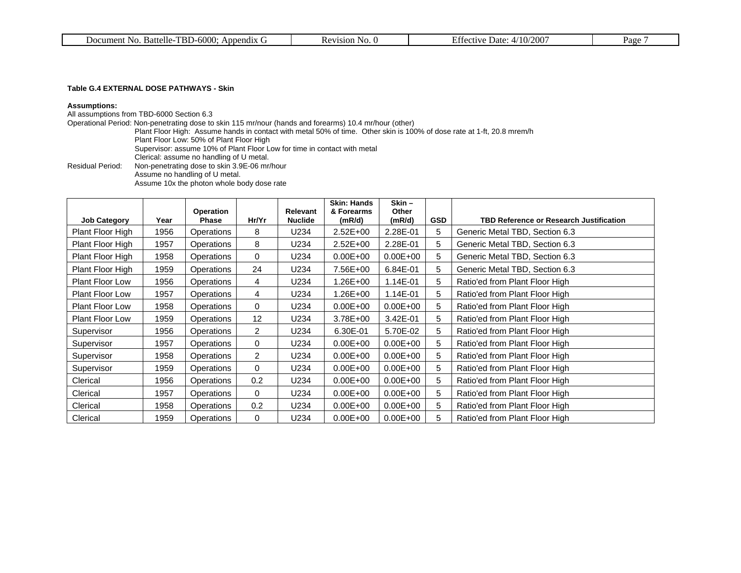**Table G.4 EXTERNAL DOSE PATHWAYS - Skin**

**Assumptions:**

All assumptions from TBD-6000 Section 6.3

Operational Period: Non-penetrating dose to skin 115 mr/nour (hands and forearms) 10.4 mr/hour (other)
Plant Floor High: Assume hands in contact with metal 50% of time. Other skin is 100% of dose rate at 1-ft, 20.8 mrem/h
Plant Floor Low: 50% of Plant Floor High
Supervisor: assume 10% of Plant Floor Low for time in contact with metal
Clerical: assume no handling of U metal.

Residual Period: Non-penetrating dose to skin 3.9E-06 mr/hour
Assume no handling of U metal.
Assume 10x the photon whole body dose rate

| Job Category | Year | Operation Phase | Hr/Yr | Relevant Nuclide | Skin: Hands & Forearms (mR/d) | Skin – Other (mR/d) | GSD | TBD Reference or Research Justification |
|---|---|---|---|---|---|---|---|---|
| Plant Floor High | 1956 | Operations | 8 | U234 | 2.52E+00 | 2.28E-01 | 5 | Generic Metal TBD, Section 6.3 |
| Plant Floor High | 1957 | Operations | 8 | U234 | 2.52E+00 | 2.28E-01 | 5 | Generic Metal TBD, Section 6.3 |
| Plant Floor High | 1958 | Operations | 0 | U234 | 0.00E+00 | 0.00E+00 | 5 | Generic Metal TBD, Section 6.3 |
| Plant Floor High | 1959 | Operations | 24 | U234 | 7.56E+00 | 6.84E-01 | 5 | Generic Metal TBD, Section 6.3 |
| Plant Floor Low | 1956 | Operations | 4 | U234 | 1.26E+00 | 1.14E-01 | 5 | Ratio'ed from Plant Floor High |
| Plant Floor Low | 1957 | Operations | 4 | U234 | 1.26E+00 | 1.14E-01 | 5 | Ratio'ed from Plant Floor High |
| Plant Floor Low | 1958 | Operations | 0 | U234 | 0.00E+00 | 0.00E+00 | 5 | Ratio'ed from Plant Floor High |
| Plant Floor Low | 1959 | Operations | 12 | U234 | 3.78E+00 | 3.42E-01 | 5 | Ratio'ed from Plant Floor High |
| Supervisor | 1956 | Operations | 2 | U234 | 6.30E-01 | 5.70E-02 | 5 | Ratio'ed from Plant Floor High |
| Supervisor | 1957 | Operations | 0 | U234 | 0.00E+00 | 0.00E+00 | 5 | Ratio'ed from Plant Floor High |
| Supervisor | 1958 | Operations | 2 | U234 | 0.00E+00 | 0.00E+00 | 5 | Ratio'ed from Plant Floor High |
| Supervisor | 1959 | Operations | 0 | U234 | 0.00E+00 | 0.00E+00 | 5 | Ratio'ed from Plant Floor High |
| Clerical | 1956 | Operations | 0.2 | U234 | 0.00E+00 | 0.00E+00 | 5 | Ratio'ed from Plant Floor High |
| Clerical | 1957 | Operations | 0 | U234 | 0.00E+00 | 0.00E+00 | 5 | Ratio'ed from Plant Floor High |
| Clerical | 1958 | Operations | 0.2 | U234 | 0.00E+00 | 0.00E+00 | 5 | Ratio'ed from Plant Floor High |
| Clerical | 1959 | Operations | 0 | U234 | 0.00E+00 | 0.00E+00 | 5 | Ratio'ed from Plant Floor High |